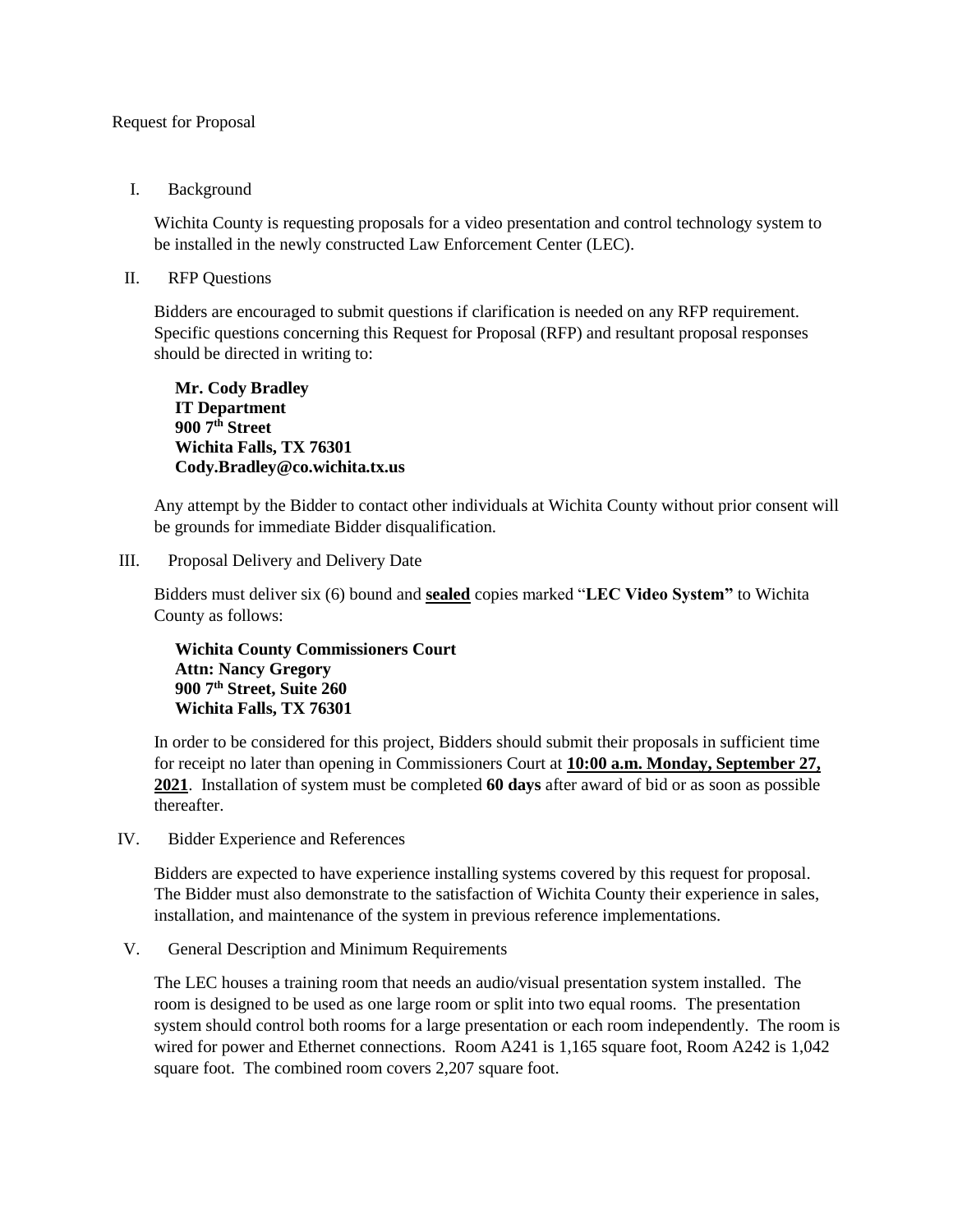Request for Proposal

## I. Background

Wichita County is requesting proposals for a video presentation and control technology system to be installed in the newly constructed Law Enforcement Center (LEC).

## II. RFP Questions

Bidders are encouraged to submit questions if clarification is needed on any RFP requirement. Specific questions concerning this Request for Proposal (RFP) and resultant proposal responses should be directed in writing to:

**Mr. Cody Bradley**
**IT Department**
**900 7th Street**
**Wichita Falls, TX 76301**
**Cody.Bradley@co.wichita.tx.us**

Any attempt by the Bidder to contact other individuals at Wichita County without prior consent will be grounds for immediate Bidder disqualification.

## III. Proposal Delivery and Delivery Date

Bidders must deliver six (6) bound and **sealed** copies marked "**LEC Video System"** to Wichita County as follows:

**Wichita County Commissioners Court**
**Attn: Nancy Gregory**
**900 7th Street, Suite 260**
**Wichita Falls, TX 76301**

In order to be considered for this project, Bidders should submit their proposals in sufficient time for receipt no later than opening in Commissioners Court at **10:00 a.m. Monday, September 27, 2021**. Installation of system must be completed **60 days** after award of bid or as soon as possible thereafter.

## IV. Bidder Experience and References

Bidders are expected to have experience installing systems covered by this request for proposal. The Bidder must also demonstrate to the satisfaction of Wichita County their experience in sales, installation, and maintenance of the system in previous reference implementations.

## V. General Description and Minimum Requirements

The LEC houses a training room that needs an audio/visual presentation system installed. The room is designed to be used as one large room or split into two equal rooms. The presentation system should control both rooms for a large presentation or each room independently. The room is wired for power and Ethernet connections. Room A241 is 1,165 square foot, Room A242 is 1,042 square foot. The combined room covers 2,207 square foot.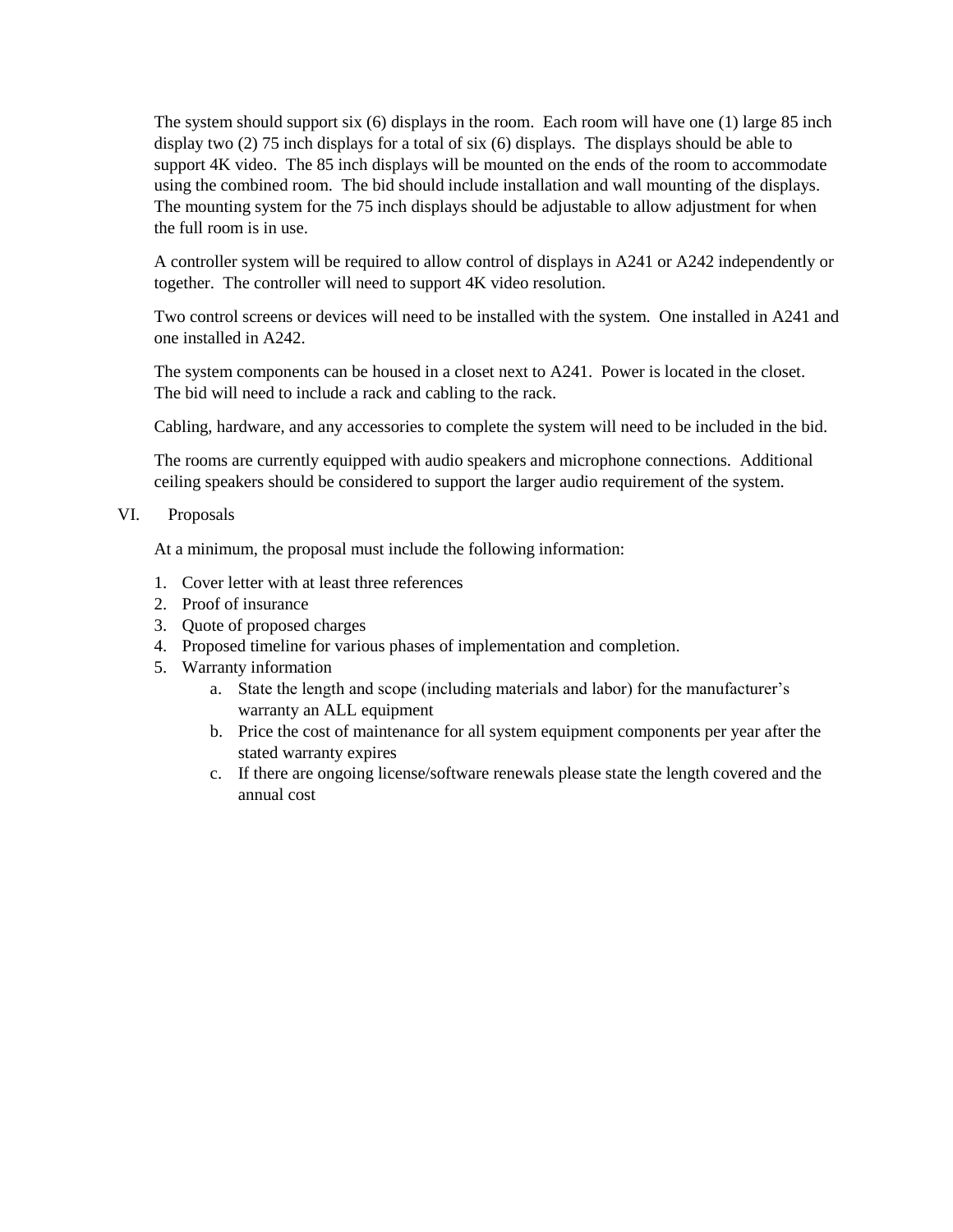The system should support six (6) displays in the room. Each room will have one (1) large 85 inch display two (2) 75 inch displays for a total of six (6) displays. The displays should be able to support 4K video. The 85 inch displays will be mounted on the ends of the room to accommodate using the combined room. The bid should include installation and wall mounting of the displays. The mounting system for the 75 inch displays should be adjustable to allow adjustment for when the full room is in use.

A controller system will be required to allow control of displays in A241 or A242 independently or together. The controller will need to support 4K video resolution.

Two control screens or devices will need to be installed with the system. One installed in A241 and one installed in A242.

The system components can be housed in a closet next to A241. Power is located in the closet. The bid will need to include a rack and cabling to the rack.

Cabling, hardware, and any accessories to complete the system will need to be included in the bid.

The rooms are currently equipped with audio speakers and microphone connections. Additional ceiling speakers should be considered to support the larger audio requirement of the system.

## VI. Proposals

At a minimum, the proposal must include the following information:

1. Cover letter with at least three references
2. Proof of insurance
3. Quote of proposed charges
4. Proposed timeline for various phases of implementation and completion.
5. Warranty information
   a. State the length and scope (including materials and labor) for the manufacturer's warranty an ALL equipment
   b. Price the cost of maintenance for all system equipment components per year after the stated warranty expires
   c. If there are ongoing license/software renewals please state the length covered and the annual cost